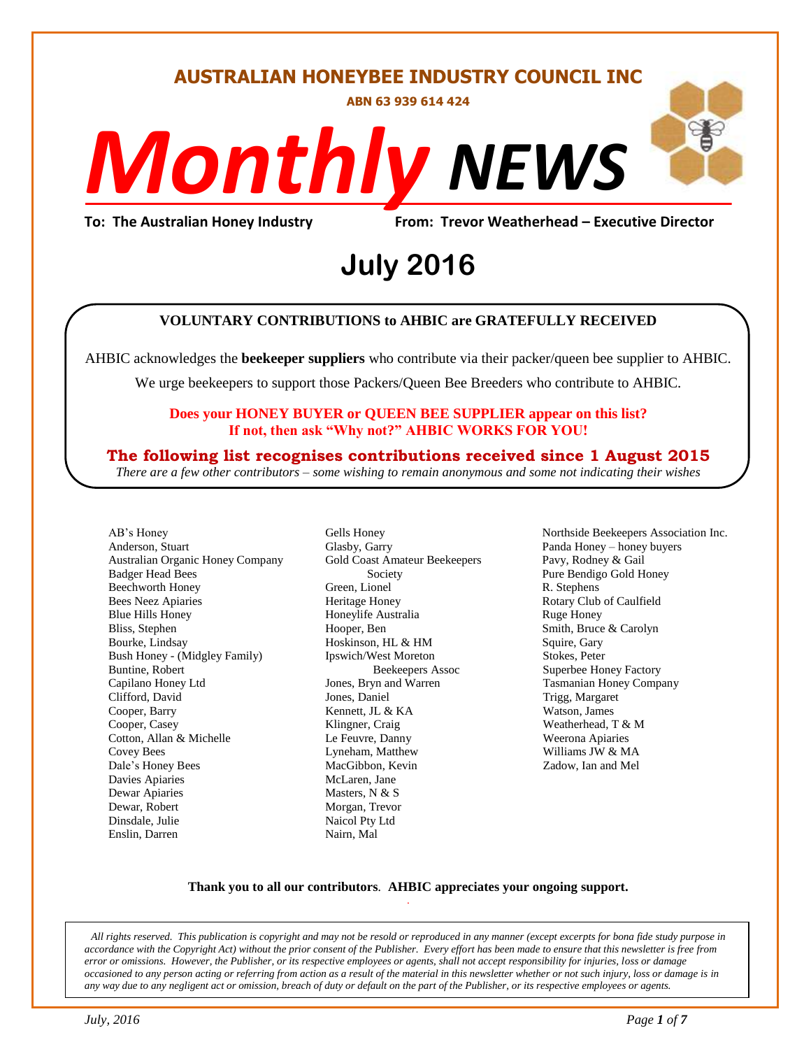# AUSTRALIAN HONEYBEE INDUSTRY COUNCIL INC

**ABN 63 939 614 424**

# *Monthly* NEWS

**To: The Australian Honey Industry** **From: Trevor Weatherhead – Executive Director**

## July 2016

**VOLUNTARY CONTRIBUTIONS to AHBIC are GRATEFULLY RECEIVED**

AHBIC acknowledges the **beekeeper suppliers** who contribute via their packer/queen bee supplier to AHBIC.

We urge beekeepers to support those Packers/Queen Bee Breeders who contribute to AHBIC.

**Does your HONEY BUYER or QUEEN BEE SUPPLIER appear on this list?**
**If not, then ask "Why not?" AHBIC WORKS FOR YOU!**

**The following list recognises contributions received since 1 August 2015**

*There are a few other contributors – some wishing to remain anonymous and some not indicating their wishes*

AB's Honey
Anderson, Stuart
Australian Organic Honey Company
Badger Head Bees
Beechworth Honey
Bees Neez Apiaries
Blue Hills Honey
Bliss, Stephen
Bourke, Lindsay
Bush Honey - (Midgley Family)
Buntine, Robert
Capilano Honey Ltd
Clifford, David
Cooper, Barry
Cooper, Casey
Cotton, Allan & Michelle
Covey Bees
Dale's Honey Bees
Davies Apiaries
Dewar Apiaries
Dewar, Robert
Dinsdale, Julie
Enslin, Darren
Gells Honey
Glasby, Garry
Gold Coast Amateur Beekeepers Society
Green, Lionel
Heritage Honey
Honeylife Australia
Hooper, Ben
Hoskinson, HL & HM
Ipswich/West Moreton Beekeepers Assoc
Jones, Bryn and Warren
Jones, Daniel
Kennett, JL & KA
Klingner, Craig
Le Feuvre, Danny
Lyneham, Matthew
MacGibbon, Kevin
McLaren, Jane
Masters, N & S
Morgan, Trevor
Naicol Pty Ltd
Nairn, Mal
Northside Beekeepers Association Inc.
Panda Honey – honey buyers
Pavy, Rodney & Gail
Pure Bendigo Gold Honey
R. Stephens
Rotary Club of Caulfield
Ruge Honey
Smith, Bruce & Carolyn
Squire, Gary
Stokes, Peter
Superbee Honey Factory
Tasmanian Honey Company
Trigg, Margaret
Watson, James
Weatherhead, T & M
Weerona Apiaries
Williams JW & MA
Zadow, Ian and Mel

**Thank you to all our contributors**. **AHBIC appreciates your ongoing support.**

*All rights reserved. This publication is copyright and may not be resold or reproduced in any manner (except excerpts for bona fide study purpose in accordance with the Copyright Act) without the prior consent of the Publisher. Every effort has been made to ensure that this newsletter is free from error or omissions. However, the Publisher, or its respective employees or agents, shall not accept responsibility for injuries, loss or damage occasioned to any person acting or referring from action as a result of the material in this newsletter whether or not such injury, loss or damage is in any way due to any negligent act or omission, breach of duty or default on the part of the Publisher, or its respective employees or agents.*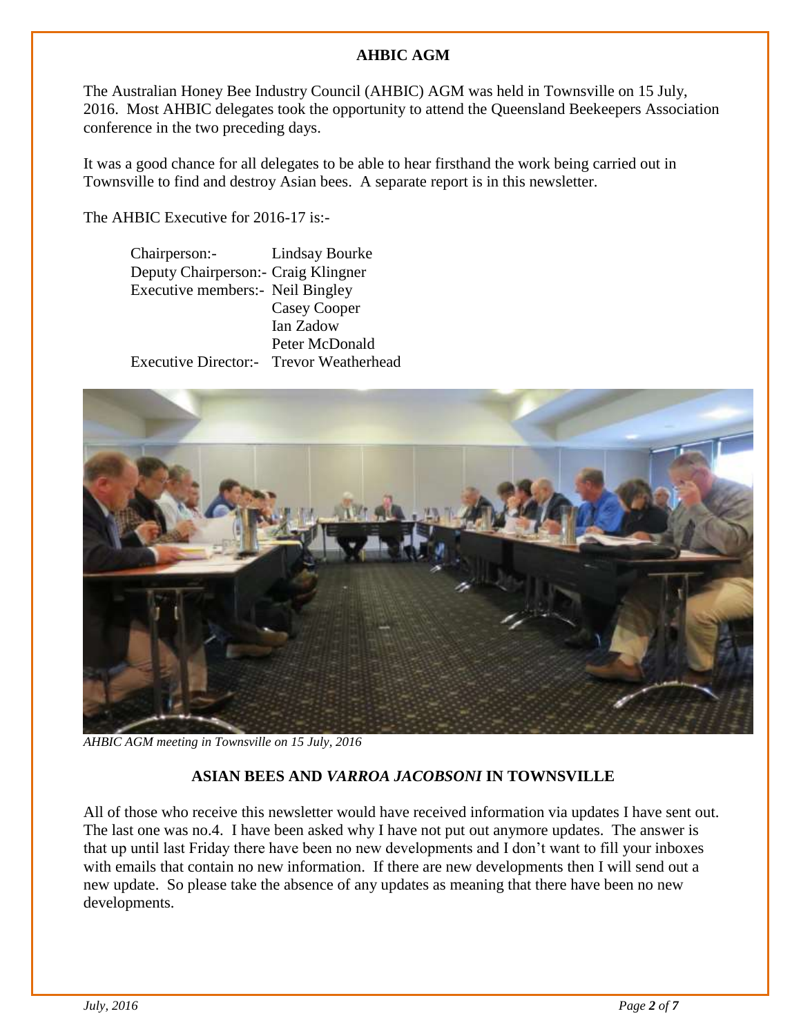## AHBIC AGM

The Australian Honey Bee Industry Council (AHBIC) AGM was held in Townsville on 15 July, 2016. Most AHBIC delegates took the opportunity to attend the Queensland Beekeepers Association conference in the two preceding days.

It was a good chance for all delegates to be able to hear firsthand the work being carried out in Townsville to find and destroy Asian bees. A separate report is in this newsletter.

The AHBIC Executive for 2016-17 is:-

| | |
|---|---|
| Chairperson:- | Lindsay Bourke |
| Deputy Chairperson:- | Craig Klingner |
| Executive members:- | Neil Bingley |
| | Casey Cooper |
| | Ian Zadow |
| | Peter McDonald |
| Executive Director:- | Trevor Weatherhead |

*AHBIC AGM meeting in Townsville on 15 July, 2016*

## ASIAN BEES AND *VARROA JACOBSONI* IN TOWNSVILLE

All of those who receive this newsletter would have received information via updates I have sent out. The last one was no.4. I have been asked why I have not put out anymore updates. The answer is that up until last Friday there have been no new developments and I don't want to fill your inboxes with emails that contain no new information. If there are new developments then I will send out a new update. So please take the absence of any updates as meaning that there have been no new developments.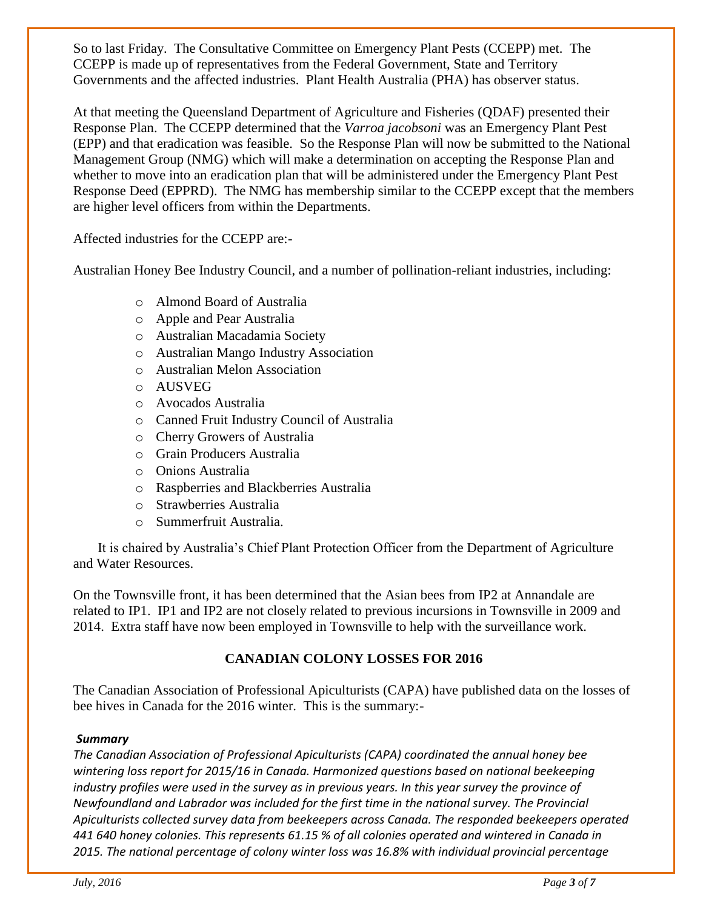So to last Friday. The Consultative Committee on Emergency Plant Pests (CCEPP) met. The CCEPP is made up of representatives from the Federal Government, State and Territory Governments and the affected industries. Plant Health Australia (PHA) has observer status.

At that meeting the Queensland Department of Agriculture and Fisheries (QDAF) presented their Response Plan. The CCEPP determined that the *Varroa jacobsoni* was an Emergency Plant Pest (EPP) and that eradication was feasible. So the Response Plan will now be submitted to the National Management Group (NMG) which will make a determination on accepting the Response Plan and whether to move into an eradication plan that will be administered under the Emergency Plant Pest Response Deed (EPPRD). The NMG has membership similar to the CCEPP except that the members are higher level officers from within the Departments.

Affected industries for the CCEPP are:-

Australian Honey Bee Industry Council, and a number of pollination-reliant industries, including:

- Almond Board of Australia
- Apple and Pear Australia
- Australian Macadamia Society
- Australian Mango Industry Association
- Australian Melon Association
- AUSVEG
- Avocados Australia
- Canned Fruit Industry Council of Australia
- Cherry Growers of Australia
- Grain Producers Australia
- Onions Australia
- Raspberries and Blackberries Australia
- Strawberries Australia
- Summerfruit Australia.

It is chaired by Australia's Chief Plant Protection Officer from the Department of Agriculture and Water Resources.

On the Townsville front, it has been determined that the Asian bees from IP2 at Annandale are related to IP1. IP1 and IP2 are not closely related to previous incursions in Townsville in 2009 and 2014. Extra staff have now been employed in Townsville to help with the surveillance work.

## CANADIAN COLONY LOSSES FOR 2016

The Canadian Association of Professional Apiculturists (CAPA) have published data on the losses of bee hives in Canada for the 2016 winter. This is the summary:-

***Summary***

*The Canadian Association of Professional Apiculturists (CAPA) coordinated the annual honey bee wintering loss report for 2015/16 in Canada. Harmonized questions based on national beekeeping industry profiles were used in the survey as in previous years. In this year survey the province of Newfoundland and Labrador was included for the first time in the national survey. The Provincial Apiculturists collected survey data from beekeepers across Canada. The responded beekeepers operated 441 640 honey colonies. This represents 61.15 % of all colonies operated and wintered in Canada in 2015. The national percentage of colony winter loss was 16.8% with individual provincial percentage*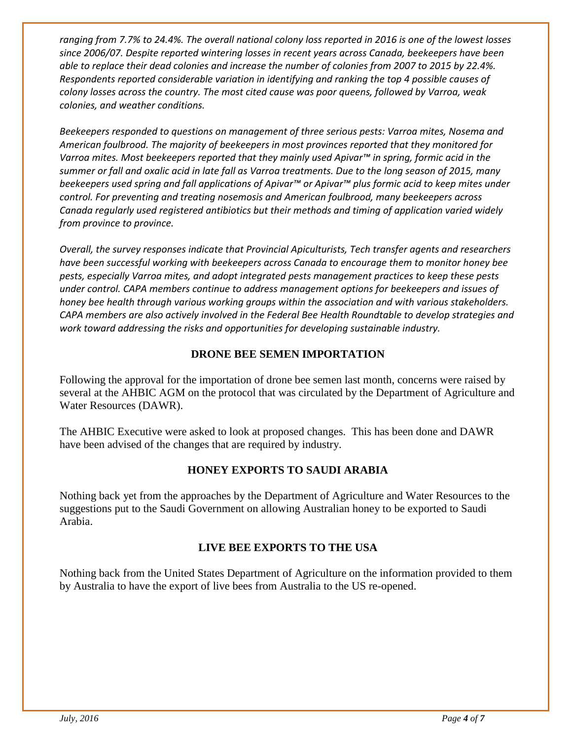*ranging from 7.7% to 24.4%. The overall national colony loss reported in 2016 is one of the lowest losses since 2006/07. Despite reported wintering losses in recent years across Canada, beekeepers have been able to replace their dead colonies and increase the number of colonies from 2007 to 2015 by 22.4%. Respondents reported considerable variation in identifying and ranking the top 4 possible causes of colony losses across the country. The most cited cause was poor queens, followed by Varroa, weak colonies, and weather conditions.*

*Beekeepers responded to questions on management of three serious pests: Varroa mites, Nosema and American foulbrood. The majority of beekeepers in most provinces reported that they monitored for Varroa mites. Most beekeepers reported that they mainly used Apivar™ in spring, formic acid in the summer or fall and oxalic acid in late fall as Varroa treatments. Due to the long season of 2015, many beekeepers used spring and fall applications of Apivar™ or Apivar™ plus formic acid to keep mites under control. For preventing and treating nosemosis and American foulbrood, many beekeepers across Canada regularly used registered antibiotics but their methods and timing of application varied widely from province to province.*

*Overall, the survey responses indicate that Provincial Apiculturists, Tech transfer agents and researchers have been successful working with beekeepers across Canada to encourage them to monitor honey bee pests, especially Varroa mites, and adopt integrated pests management practices to keep these pests under control. CAPA members continue to address management options for beekeepers and issues of honey bee health through various working groups within the association and with various stakeholders. CAPA members are also actively involved in the Federal Bee Health Roundtable to develop strategies and work toward addressing the risks and opportunities for developing sustainable industry.*

## DRONE BEE SEMEN IMPORTATION

Following the approval for the importation of drone bee semen last month, concerns were raised by several at the AHBIC AGM on the protocol that was circulated by the Department of Agriculture and Water Resources (DAWR).

The AHBIC Executive were asked to look at proposed changes. This has been done and DAWR have been advised of the changes that are required by industry.

## HONEY EXPORTS TO SAUDI ARABIA

Nothing back yet from the approaches by the Department of Agriculture and Water Resources to the suggestions put to the Saudi Government on allowing Australian honey to be exported to Saudi Arabia.

## LIVE BEE EXPORTS TO THE USA

Nothing back from the United States Department of Agriculture on the information provided to them by Australia to have the export of live bees from Australia to the US re-opened.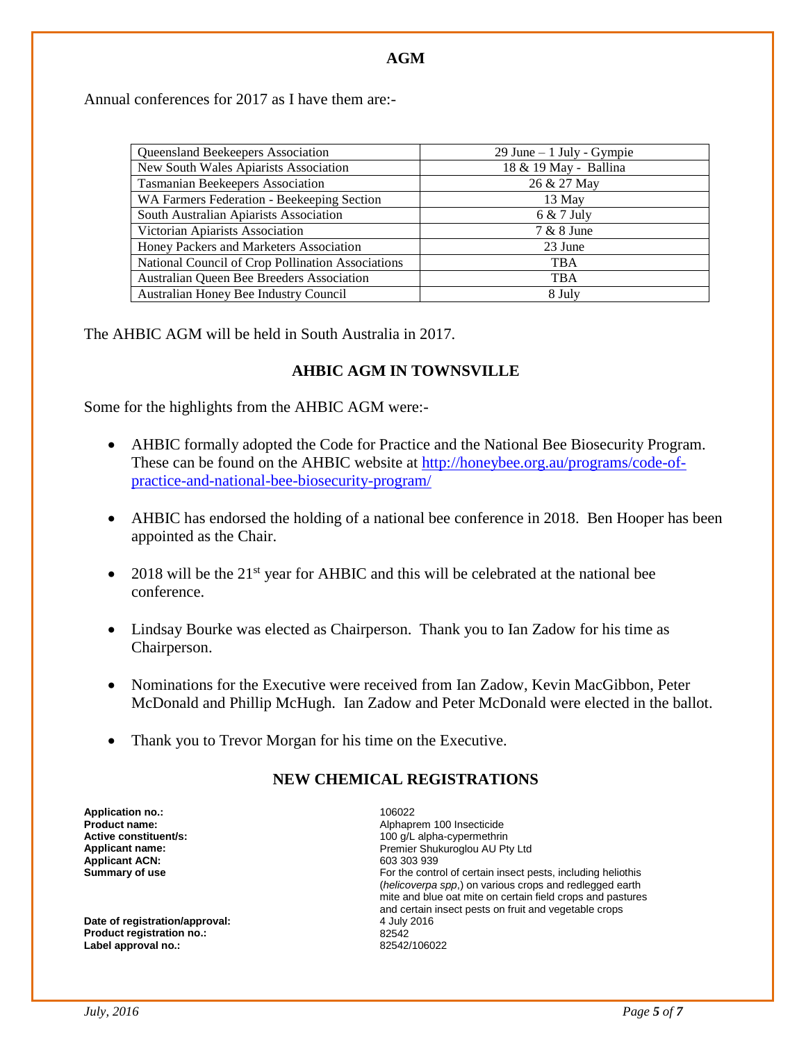## AGM

Annual conferences for 2017 as I have them are:-

| | |
|---|---|
| Queensland Beekeepers Association | 29 June – 1 July - Gympie |
| New South Wales Apiarists Association | 18 & 19 May - Ballina |
| Tasmanian Beekeepers Association | 26 & 27 May |
| WA Farmers Federation - Beekeeping Section | 13 May |
| South Australian Apiarists Association | 6 & 7 July |
| Victorian Apiarists Association | 7 & 8 June |
| Honey Packers and Marketers Association | 23 June |
| National Council of Crop Pollination Associations | TBA |
| Australian Queen Bee Breeders Association | TBA |
| Australian Honey Bee Industry Council | 8 July |

The AHBIC AGM will be held in South Australia in 2017.

## AHBIC AGM IN TOWNSVILLE

Some for the highlights from the AHBIC AGM were:-

- AHBIC formally adopted the Code for Practice and the National Bee Biosecurity Program. These can be found on the AHBIC website at http://honeybee.org.au/programs/code-of-practice-and-national-bee-biosecurity-program/
- AHBIC has endorsed the holding of a national bee conference in 2018. Ben Hooper has been appointed as the Chair.
- 2018 will be the 21st year for AHBIC and this will be celebrated at the national bee conference.
- Lindsay Bourke was elected as Chairperson. Thank you to Ian Zadow for his time as Chairperson.
- Nominations for the Executive were received from Ian Zadow, Kevin MacGibbon, Peter McDonald and Phillip McHugh. Ian Zadow and Peter McDonald were elected in the ballot.
- Thank you to Trevor Morgan for his time on the Executive.

## NEW CHEMICAL REGISTRATIONS

**Application no.:** 106022
**Product name:** Alphaprem 100 Insecticide
**Active constituent/s:** 100 g/L alpha-cypermethrin
**Applicant name:** Premier Shukuroglou AU Pty Ltd
**Applicant ACN:** 603 303 939
**Summary of use** For the control of certain insect pests, including heliothis (*helicoverpa spp*,) on various crops and redlegged earth mite and blue oat mite on certain field crops and pastures and certain insect pests on fruit and vegetable crops
**Date of registration/approval:** 4 July 2016
**Product registration no.:** 82542
**Label approval no.:** 82542/106022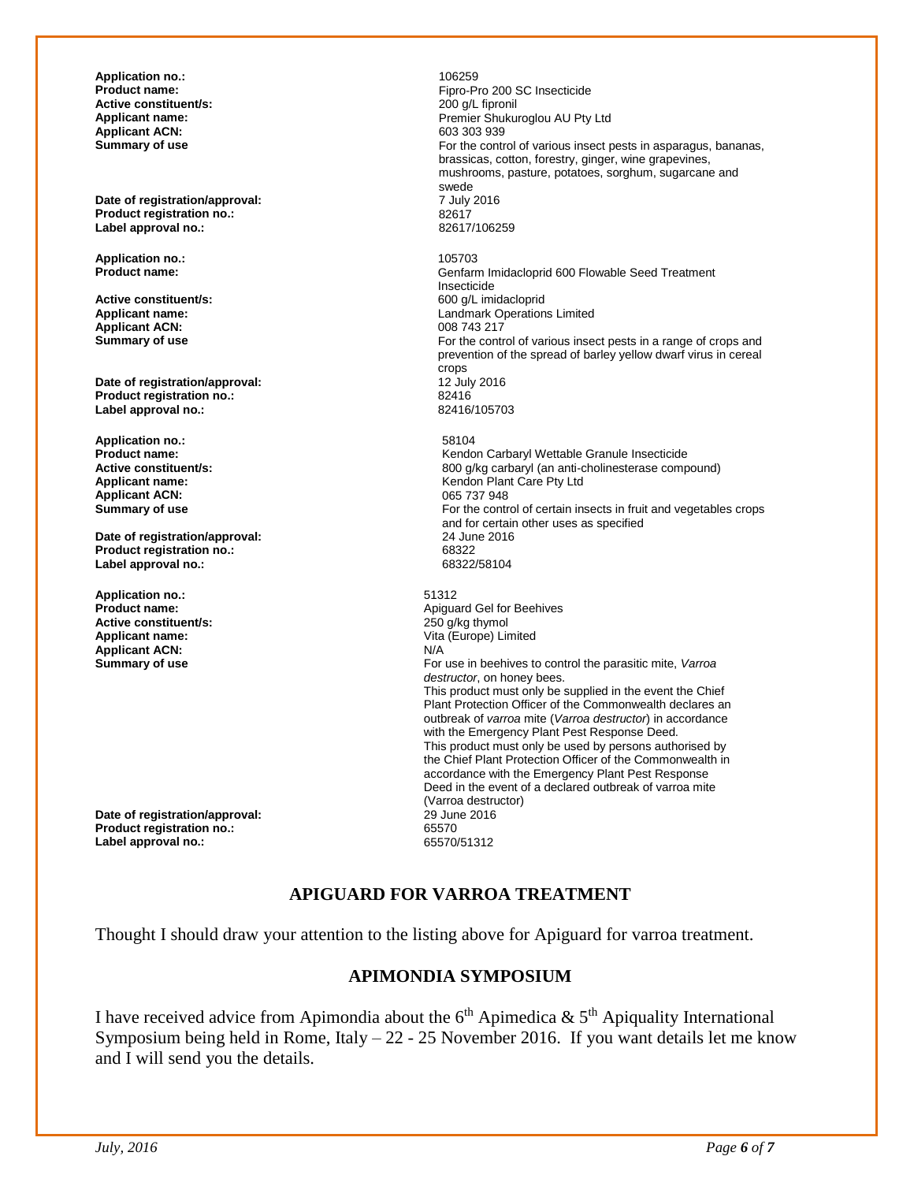**Application no.:** 106259
**Product name:** Fipro-Pro 200 SC Insecticide
**Active constituent/s:** 200 g/L fipronil
**Applicant name:** Premier Shukuroglou AU Pty Ltd
**Applicant ACN:** 603 303 939
**Summary of use** For the control of various insect pests in asparagus, bananas, brassicas, cotton, forestry, ginger, wine grapevines, mushrooms, pasture, potatoes, sorghum, sugarcane and swede
**Date of registration/approval:** 7 July 2016
**Product registration no.:** 82617
**Label approval no.:** 82617/106259

**Application no.:** 105703
**Product name:** Genfarm Imidacloprid 600 Flowable Seed Treatment Insecticide
**Active constituent/s:** 600 g/L imidacloprid
**Applicant name:** Landmark Operations Limited
**Applicant ACN:** 008 743 217
**Summary of use** For the control of various insect pests in a range of crops and prevention of the spread of barley yellow dwarf virus in cereal crops
**Date of registration/approval:** 12 July 2016
**Product registration no.:** 82416
**Label approval no.:** 82416/105703

**Application no.:** 58104
**Product name:** Kendon Carbaryl Wettable Granule Insecticide
**Active constituent/s:** 800 g/kg carbaryl (an anti-cholinesterase compound)
**Applicant name:** Kendon Plant Care Pty Ltd
**Applicant ACN:** 065 737 948
**Summary of use** For the control of certain insects in fruit and vegetables crops and for certain other uses as specified
**Date of registration/approval:** 24 June 2016
**Product registration no.:** 68322
**Label approval no.:** 68322/58104

**Application no.:** 51312
**Product name:** Apiguard Gel for Beehives
**Active constituent/s:** 250 g/kg thymol
**Applicant name:** Vita (Europe) Limited
**Applicant ACN:** N/A
**Summary of use** For use in beehives to control the parasitic mite, *Varroa destructor*, on honey bees.
This product must only be supplied in the event the Chief Plant Protection Officer of the Commonwealth declares an outbreak of *varroa* mite (*Varroa destructor*) in accordance with the Emergency Plant Pest Response Deed.
This product must only be used by persons authorised by the Chief Plant Protection Officer of the Commonwealth in accordance with the Emergency Plant Pest Response Deed in the event of a declared outbreak of varroa mite (Varroa destructor)
**Date of registration/approval:** 29 June 2016
**Product registration no.:** 65570
**Label approval no.:** 65570/51312

## APIGUARD FOR VARROA TREATMENT

Thought I should draw your attention to the listing above for Apiguard for varroa treatment.

## APIMONDIA SYMPOSIUM

I have received advice from Apimondia about the 6th Apimedica & 5th Apiquality International Symposium being held in Rome, Italy – 22 - 25 November 2016. If you want details let me know and I will send you the details.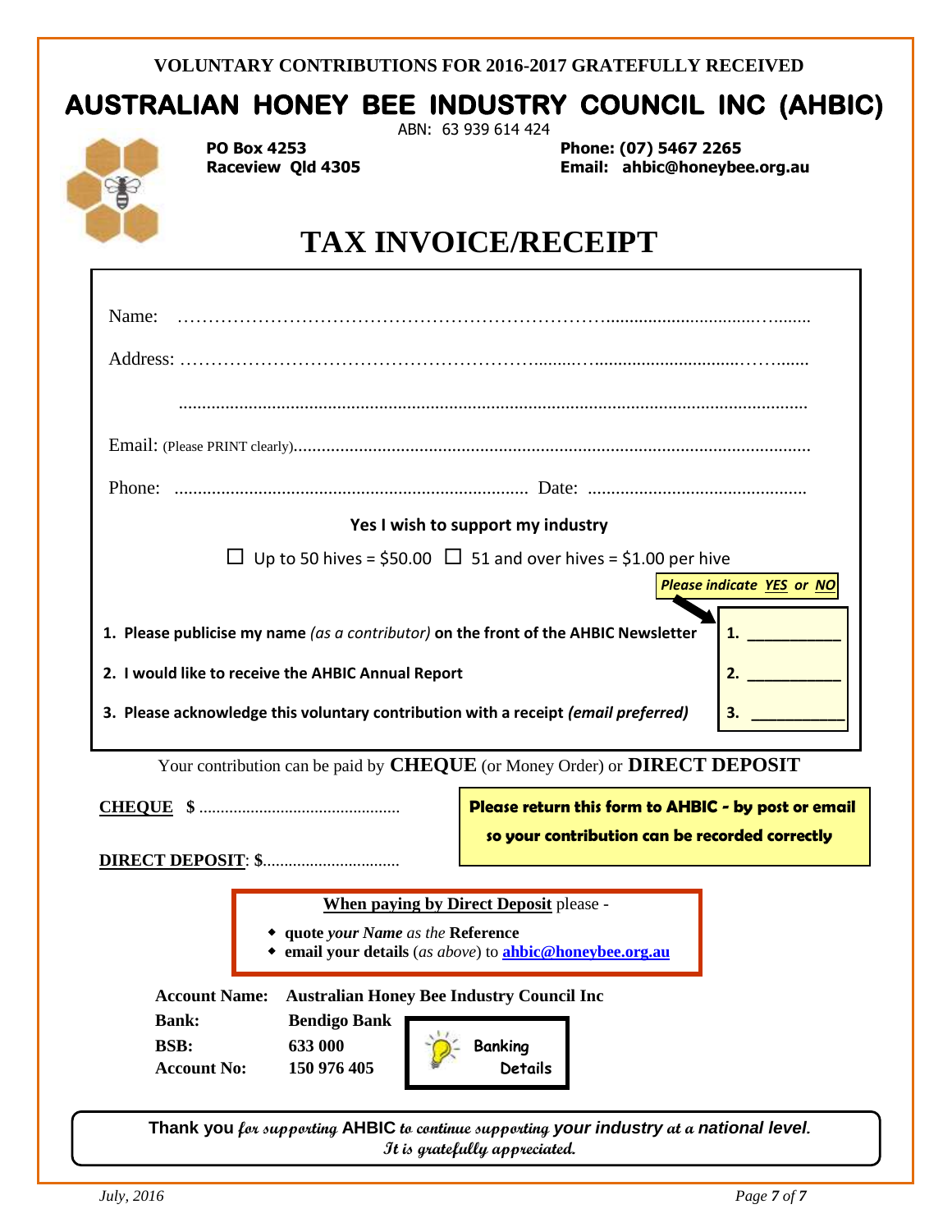**VOLUNTARY CONTRIBUTIONS FOR 2016-2017 GRATEFULLY RECEIVED**

# AUSTRALIAN HONEY BEE INDUSTRY COUNCIL INC (AHBIC)

ABN: 63 939 614 424

**PO Box 4253**
**Raceview Qld 4305**

**Phone: (07) 5467 2265**
**Email: ahbic@honeybee.org.au**

# TAX INVOICE/RECEIPT

Name: ……………………………………………………………………………………………

Address: ……………………………………………………………………………………………

……………………………………………………………………………………………

Email: (Please PRINT clearly)……………………………………………………………………

Phone: …………………………………………… Date: ……………………………………

**Yes I wish to support my industry**

☐ Up to 50 hives = $50.00 ☐ 51 and over hives = $1.00 per hive

***Please indicate YES or NO***

| | |
|---|---|
| **1. Please publicise my name** *(as a contributor)* **on the front of the AHBIC Newsletter** | **1. ________** |
| **2. I would like to receive the AHBIC Annual Report** | **2. ________** |
| **3. Please acknowledge this voluntary contribution with a receipt *(email preferred)*** | **3. ________** |

Your contribution can be paid by **CHEQUE** (or Money Order) or **DIRECT DEPOSIT**

**CHEQUE $** ……………………………

**DIRECT DEPOSIT: $**……………………………

**Please return this form to AHBIC – by post or email so your contribution can be recorded correctly**

**When paying by Direct Deposit** please -

- **quote *your Name* as the Reference**
- **email your details** (*as above*) to **ahbic@honeybee.org.au**

**Banking Details**

| | |
|---|---|
| **Account Name:** | **Australian Honey Bee Industry Council Inc** |
| **Bank:** | **Bendigo Bank** |
| **BSB:** | **633 000** |
| **Account No:** | **150 976 405** |

**Thank you** *for supporting* **AHBIC** *to continue supporting* ***your industry*** *at a* ***national level.*** *It is gratefully appreciated.*

*July, 2016*